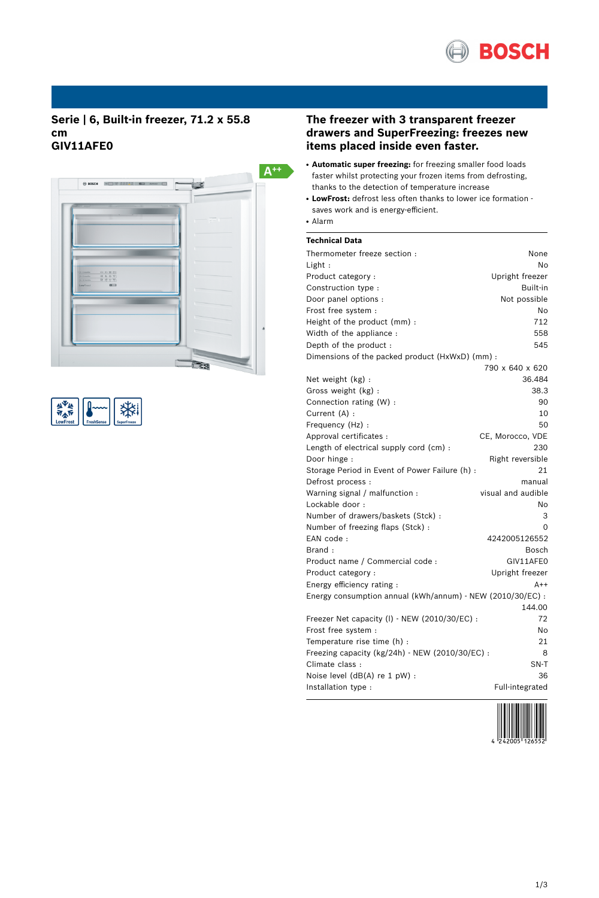## Serie | 6, Built-in freezer, 71.2 x 55.8 cm
## GIV11AFE0

A++

LowFrost FreshSense SuperFreeze

## The freezer with 3 transparent freezer drawers and SuperFreezing: freezes new items placed inside even faster.

- **Automatic super freezing:** for freezing smaller food loads faster whilst protecting your frozen items from defrosting, thanks to the detection of temperature increase
- **LowFrost:** defrost less often thanks to lower ice formation - saves work and is energy-efficient.
- Alarm

### Technical Data

| | |
|---|---|
| Thermometer freeze section : | None |
| Light : | No |
| Product category : | Upright freezer |
| Construction type : | Built-in |
| Door panel options : | Not possible |
| Frost free system : | No |
| Height of the product (mm) : | 712 |
| Width of the appliance : | 558 |
| Depth of the product : | 545 |
| Dimensions of the packed product (HxWxD) (mm) : | 790 x 640 x 620 |
| Net weight (kg) : | 36.484 |
| Gross weight (kg) : | 38.3 |
| Connection rating (W) : | 90 |
| Current (A) : | 10 |
| Frequency (Hz) : | 50 |
| Approval certificates : | CE, Morocco, VDE |
| Length of electrical supply cord (cm) : | 230 |
| Door hinge : | Right reversible |
| Storage Period in Event of Power Failure (h) : | 21 |
| Defrost process : | manual |
| Warning signal / malfunction : | visual and audible |
| Lockable door : | No |
| Number of drawers/baskets (Stck) : | 3 |
| Number of freezing flaps (Stck) : | 0 |
| EAN code : | 4242005126552 |
| Brand : | Bosch |
| Product name / Commercial code : | GIV11AFE0 |
| Product category : | Upright freezer |
| Energy efficiency rating : | A++ |
| Energy consumption annual (kWh/annum) - NEW (2010/30/EC) : | 144.00 |
| Freezer Net capacity (l) - NEW (2010/30/EC) : | 72 |
| Frost free system : | No |
| Temperature rise time (h) : | 21 |
| Freezing capacity (kg/24h) - NEW (2010/30/EC) : | 8 |
| Climate class : | SN-T |
| Noise level (dB(A) re 1 pW) : | 36 |
| Installation type : | Full-integrated |

4 242005 126552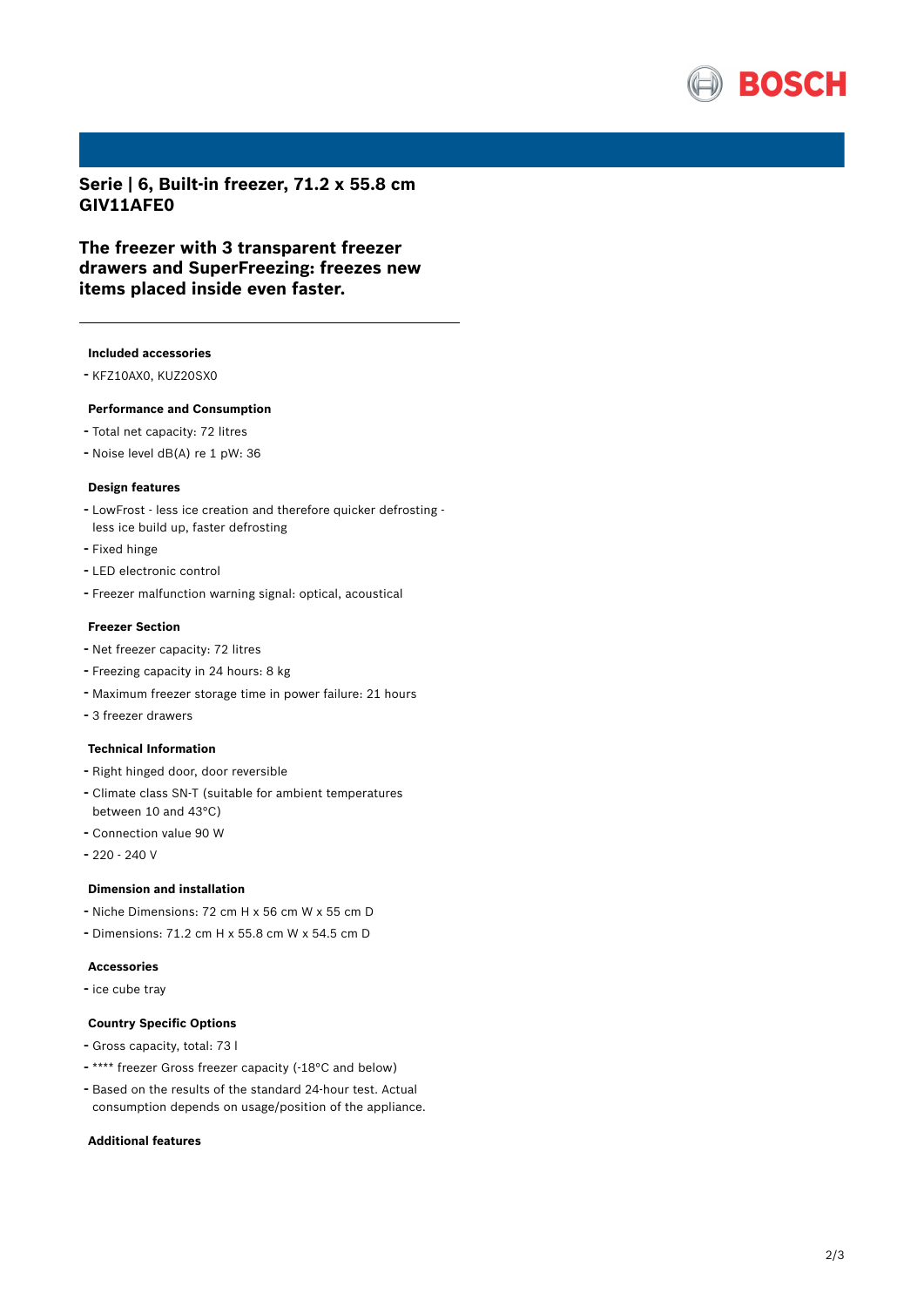# Serie | 6, Built-in freezer, 71.2 x 55.8 cm
# GIV11AFE0

## The freezer with 3 transparent freezer drawers and SuperFreezing: freezes new items placed inside even faster.

---

### Included accessories

- KFZ10AX0, KUZ20SX0

### Performance and Consumption

- Total net capacity: 72 litres
- Noise level dB(A) re 1 pW: 36

### Design features

- LowFrost - less ice creation and therefore quicker defrosting - less ice build up, faster defrosting
- Fixed hinge
- LED electronic control
- Freezer malfunction warning signal: optical, acoustical

### Freezer Section

- Net freezer capacity: 72 litres
- Freezing capacity in 24 hours: 8 kg
- Maximum freezer storage time in power failure: 21 hours
- 3 freezer drawers

### Technical Information

- Right hinged door, door reversible
- Climate class SN-T (suitable for ambient temperatures between 10 and 43°C)
- Connection value 90 W
- 220 - 240 V

### Dimension and installation

- Niche Dimensions: 72 cm H x 56 cm W x 55 cm D
- Dimensions: 71.2 cm H x 55.8 cm W x 54.5 cm D

### Accessories

- ice cube tray

### Country Specific Options

- Gross capacity, total: 73 l
- **** freezer Gross freezer capacity (-18°C and below)
- Based on the results of the standard 24-hour test. Actual consumption depends on usage/position of the appliance.

### Additional features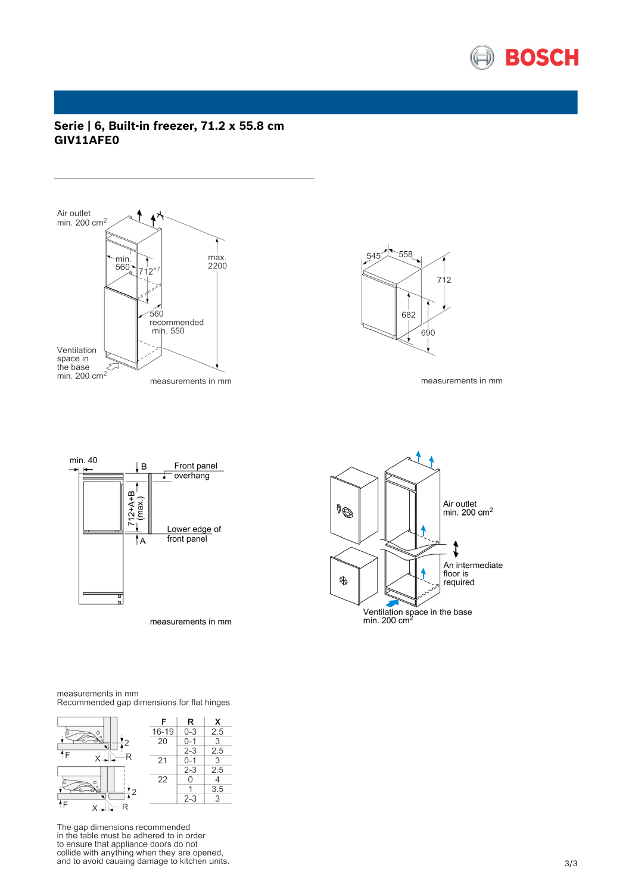**Serie | 6, Built-in freezer, 71.2 x 55.8 cm**
**GIV11AFE0**

Air outlet
min. 200 cm$^2$

min.
560

$712^{+7}$

max.
2200

560
recommended
min. 550

Ventilation
space in
the base
min. 200 cm$^2$

measurements in mm

545

558

712

682

690

measurements in mm

min. 40

B

Front panel
overhang

712+A+B
(max.)

Lower edge of
front panel

A

measurements in mm

Air outlet
min. 200 cm$^2$

An intermediate
floor is
required

Ventilation space in the base
min. 200 cm$^2$

measurements in mm
Recommended gap dimensions for flat hinges

| F | R | X |
|---|---|---|
| 16-19 | 0-3 | 2.5 |
| 20 | 0-1 | 3 |
| | 2-3 | 2.5 |
| 21 | 0-1 | 3 |
| | 2-3 | 2.5 |
| 22 | 0 | 4 |
| | 1 | 3.5 |
| | 2-3 | 3 |

The gap dimensions recommended
in the table must be adhered to in order
to ensure that appliance doors do not
collide with anything when they are opened,
and to avoid causing damage to kitchen units.